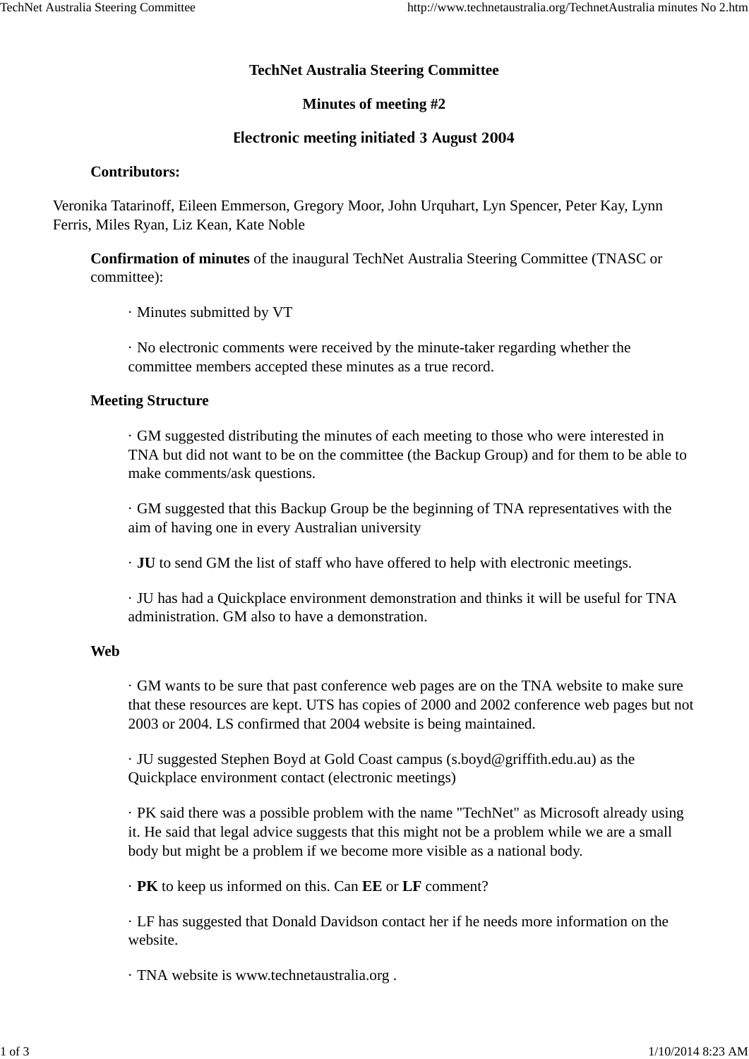# TechNet Australia Steering Committee

## Minutes of meeting #2

## Electronic meeting initiated 3 August 2004

**Contributors:**

Veronika Tatarinoff, Eileen Emmerson, Gregory Moor, John Urquhart, Lyn Spencer, Peter Kay, Lynn Ferris, Miles Ryan, Liz Kean, Kate Noble

**Confirmation of minutes** of the inaugural TechNet Australia Steering Committee (TNASC or committee):

- Minutes submitted by VT
- No electronic comments were received by the minute-taker regarding whether the committee members accepted these minutes as a true record.

**Meeting Structure**

- GM suggested distributing the minutes of each meeting to those who were interested in TNA but did not want to be on the committee (the Backup Group) and for them to be able to make comments/ask questions.
- GM suggested that this Backup Group be the beginning of TNA representatives with the aim of having one in every Australian university
- **JU** to send GM the list of staff who have offered to help with electronic meetings.
- JU has had a Quickplace environment demonstration and thinks it will be useful for TNA administration. GM also to have a demonstration.

**Web**

- GM wants to be sure that past conference web pages are on the TNA website to make sure that these resources are kept. UTS has copies of 2000 and 2002 conference web pages but not 2003 or 2004. LS confirmed that 2004 website is being maintained.
- JU suggested Stephen Boyd at Gold Coast campus (s.boyd@griffith.edu.au) as the Quickplace environment contact (electronic meetings)
- PK said there was a possible problem with the name "TechNet" as Microsoft already using it. He said that legal advice suggests that this might not be a problem while we are a small body but might be a problem if we become more visible as a national body.
- **PK** to keep us informed on this. Can **EE** or **LF** comment?
- LF has suggested that Donald Davidson contact her if he needs more information on the website.
- TNA website is www.technetaustralia.org .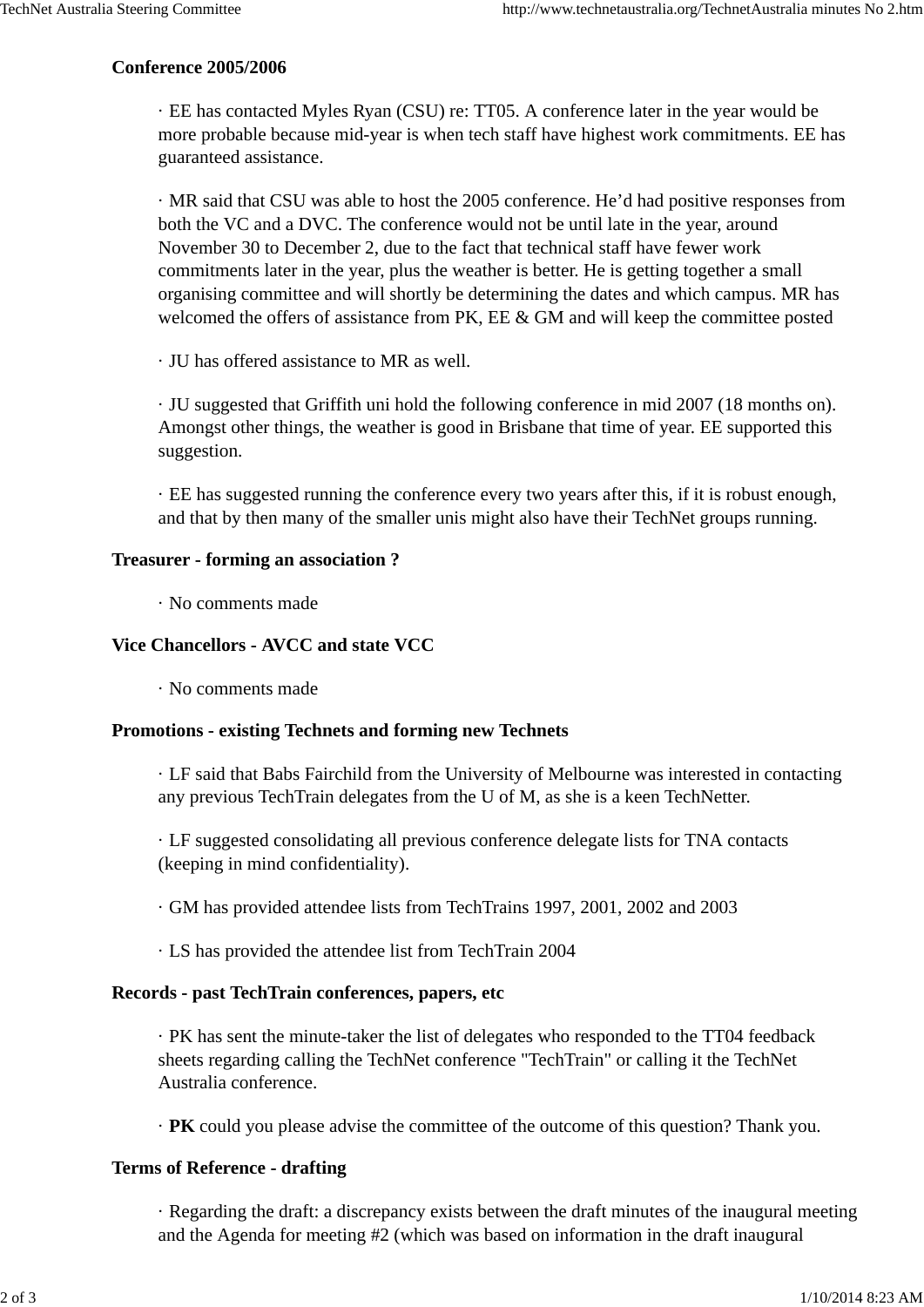**Conference 2005/2006**

· EE has contacted Myles Ryan (CSU) re: TT05. A conference later in the year would be more probable because mid-year is when tech staff have highest work commitments. EE has guaranteed assistance.

· MR said that CSU was able to host the 2005 conference. He’d had positive responses from both the VC and a DVC. The conference would not be until late in the year, around November 30 to December 2, due to the fact that technical staff have fewer work commitments later in the year, plus the weather is better. He is getting together a small organising committee and will shortly be determining the dates and which campus. MR has welcomed the offers of assistance from PK, EE & GM and will keep the committee posted

· JU has offered assistance to MR as well.

· JU suggested that Griffith uni hold the following conference in mid 2007 (18 months on). Amongst other things, the weather is good in Brisbane that time of year. EE supported this suggestion.

· EE has suggested running the conference every two years after this, if it is robust enough, and that by then many of the smaller unis might also have their TechNet groups running.

**Treasurer - forming an association ?**

· No comments made

**Vice Chancellors - AVCC and state VCC**

· No comments made

**Promotions - existing Technets and forming new Technets**

· LF said that Babs Fairchild from the University of Melbourne was interested in contacting any previous TechTrain delegates from the U of M, as she is a keen TechNetter.

· LF suggested consolidating all previous conference delegate lists for TNA contacts (keeping in mind confidentiality).

· GM has provided attendee lists from TechTrains 1997, 2001, 2002 and 2003

· LS has provided the attendee list from TechTrain 2004

**Records - past TechTrain conferences, papers, etc**

· PK has sent the minute-taker the list of delegates who responded to the TT04 feedback sheets regarding calling the TechNet conference "TechTrain" or calling it the TechNet Australia conference.

· **PK** could you please advise the committee of the outcome of this question? Thank you.

**Terms of Reference - drafting**

· Regarding the draft: a discrepancy exists between the draft minutes of the inaugural meeting and the Agenda for meeting #2 (which was based on information in the draft inaugural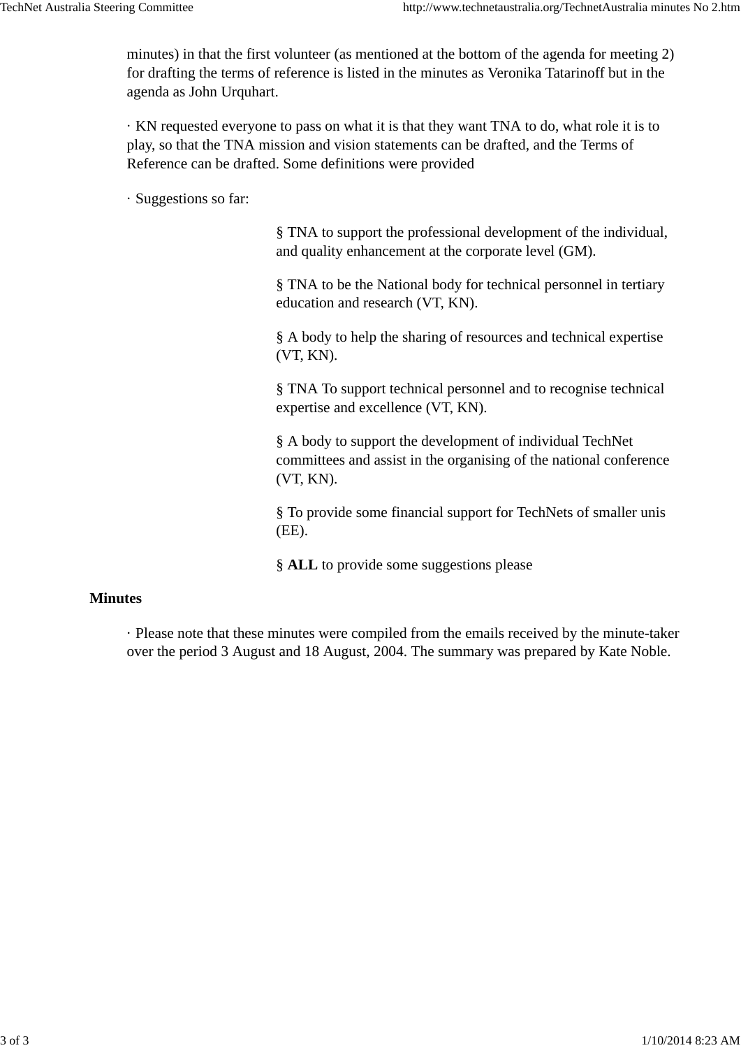minutes) in that the first volunteer (as mentioned at the bottom of the agenda for meeting 2) for drafting the terms of reference is listed in the minutes as Veronika Tatarinoff but in the agenda as John Urquhart.

· KN requested everyone to pass on what it is that they want TNA to do, what role it is to play, so that the TNA mission and vision statements can be drafted, and the Terms of Reference can be drafted. Some definitions were provided

· Suggestions so far:

§ TNA to support the professional development of the individual, and quality enhancement at the corporate level (GM).

§ TNA to be the National body for technical personnel in tertiary education and research (VT, KN).

§ A body to help the sharing of resources and technical expertise (VT, KN).

§ TNA To support technical personnel and to recognise technical expertise and excellence (VT, KN).

§ A body to support the development of individual TechNet committees and assist in the organising of the national conference (VT, KN).

§ To provide some financial support for TechNets of smaller unis (EE).

§ **ALL** to provide some suggestions please

**Minutes**

· Please note that these minutes were compiled from the emails received by the minute-taker over the period 3 August and 18 August, 2004. The summary was prepared by Kate Noble.